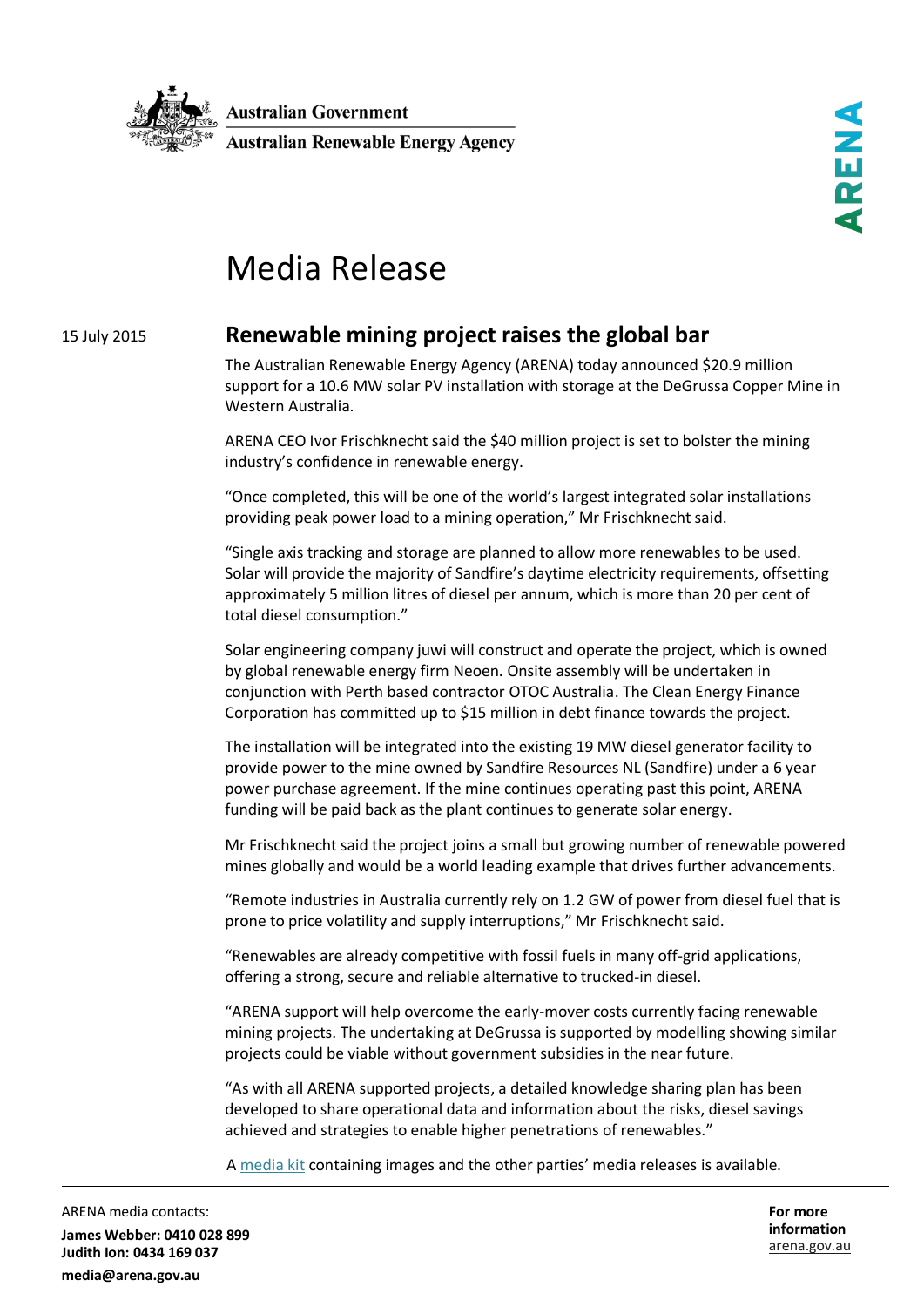Australian Government

Australian Renewable Energy Agency

ARENA

# Media Release

15 July 2015

## Renewable mining project raises the global bar

The Australian Renewable Energy Agency (ARENA) today announced $20.9 million support for a 10.6 MW solar PV installation with storage at the DeGrussa Copper Mine in Western Australia.

ARENA CEO Ivor Frischknecht said the $40 million project is set to bolster the mining industry's confidence in renewable energy.

"Once completed, this will be one of the world's largest integrated solar installations providing peak power load to a mining operation," Mr Frischknecht said.

"Single axis tracking and storage are planned to allow more renewables to be used. Solar will provide the majority of Sandfire's daytime electricity requirements, offsetting approximately 5 million litres of diesel per annum, which is more than 20 per cent of total diesel consumption."

Solar engineering company juwi will construct and operate the project, which is owned by global renewable energy firm Neoen. Onsite assembly will be undertaken in conjunction with Perth based contractor OTOC Australia. The Clean Energy Finance Corporation has committed up to $15 million in debt finance towards the project.

The installation will be integrated into the existing 19 MW diesel generator facility to provide power to the mine owned by Sandfire Resources NL (Sandfire) under a 6 year power purchase agreement. If the mine continues operating past this point, ARENA funding will be paid back as the plant continues to generate solar energy.

Mr Frischknecht said the project joins a small but growing number of renewable powered mines globally and would be a world leading example that drives further advancements.

"Remote industries in Australia currently rely on 1.2 GW of power from diesel fuel that is prone to price volatility and supply interruptions," Mr Frischknecht said.

"Renewables are already competitive with fossil fuels in many off-grid applications, offering a strong, secure and reliable alternative to trucked-in diesel.

"ARENA support will help overcome the early-mover costs currently facing renewable mining projects. The undertaking at DeGrussa is supported by modelling showing similar projects could be viable without government subsidies in the near future.

"As with all ARENA supported projects, a detailed knowledge sharing plan has been developed to share operational data and information about the risks, diesel savings achieved and strategies to enable higher penetrations of renewables."

A media kit containing images and the other parties' media releases is available.

---

ARENA media contacts:

**James Webber: 0410 028 899**
**Judith Ion: 0434 169 037**

**media@arena.gov.au**

**For more information**
arena.gov.au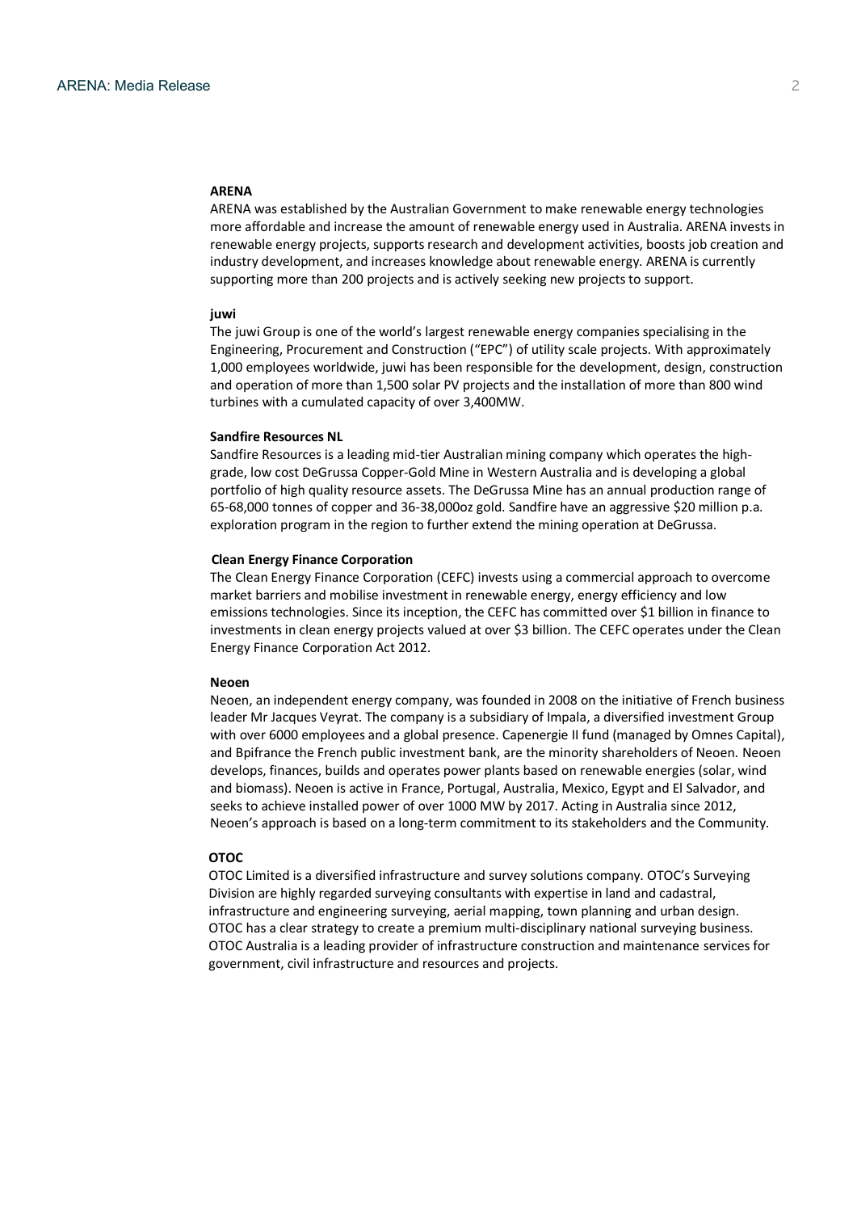**ARENA**

ARENA was established by the Australian Government to make renewable energy technologies more affordable and increase the amount of renewable energy used in Australia. ARENA invests in renewable energy projects, supports research and development activities, boosts job creation and industry development, and increases knowledge about renewable energy. ARENA is currently supporting more than 200 projects and is actively seeking new projects to support.

**juwi**

The juwi Group is one of the world's largest renewable energy companies specialising in the Engineering, Procurement and Construction ("EPC") of utility scale projects. With approximately 1,000 employees worldwide, juwi has been responsible for the development, design, construction and operation of more than 1,500 solar PV projects and the installation of more than 800 wind turbines with a cumulated capacity of over 3,400MW.

**Sandfire Resources NL**

Sandfire Resources is a leading mid-tier Australian mining company which operates the high-grade, low cost DeGrussa Copper-Gold Mine in Western Australia and is developing a global portfolio of high quality resource assets. The DeGrussa Mine has an annual production range of 65-68,000 tonnes of copper and 36-38,000oz gold. Sandfire have an aggressive $20 million p.a. exploration program in the region to further extend the mining operation at DeGrussa.

**Clean Energy Finance Corporation**

The Clean Energy Finance Corporation (CEFC) invests using a commercial approach to overcome market barriers and mobilise investment in renewable energy, energy efficiency and low emissions technologies. Since its inception, the CEFC has committed over $1 billion in finance to investments in clean energy projects valued at over $3 billion. The CEFC operates under the Clean Energy Finance Corporation Act 2012.

**Neoen**

Neoen, an independent energy company, was founded in 2008 on the initiative of French business leader Mr Jacques Veyrat. The company is a subsidiary of Impala, a diversified investment Group with over 6000 employees and a global presence. Capenergie II fund (managed by Omnes Capital), and Bpifrance the French public investment bank, are the minority shareholders of Neoen. Neoen develops, finances, builds and operates power plants based on renewable energies (solar, wind and biomass). Neoen is active in France, Portugal, Australia, Mexico, Egypt and El Salvador, and seeks to achieve installed power of over 1000 MW by 2017. Acting in Australia since 2012, Neoen's approach is based on a long-term commitment to its stakeholders and the Community.

**OTOC**

OTOC Limited is a diversified infrastructure and survey solutions company. OTOC's Surveying Division are highly regarded surveying consultants with expertise in land and cadastral, infrastructure and engineering surveying, aerial mapping, town planning and urban design. OTOC has a clear strategy to create a premium multi-disciplinary national surveying business. OTOC Australia is a leading provider of infrastructure construction and maintenance services for government, civil infrastructure and resources and projects.